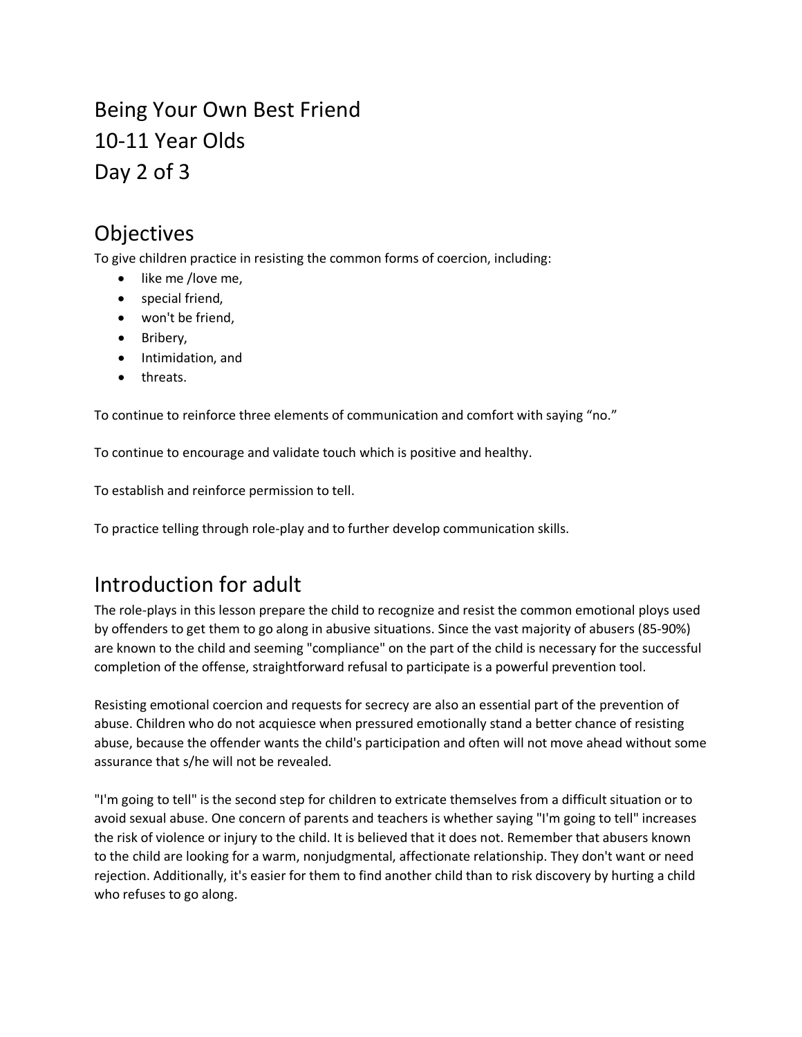# Being Your Own Best Friend
# 10-11 Year Olds
# Day 2 of 3

## Objectives

To give children practice in resisting the common forms of coercion, including:

- like me /love me,
- special friend,
- won't be friend,
- Bribery,
- Intimidation, and
- threats.

To continue to reinforce three elements of communication and comfort with saying "no."

To continue to encourage and validate touch which is positive and healthy.

To establish and reinforce permission to tell.

To practice telling through role-play and to further develop communication skills.

## Introduction for adult

The role-plays in this lesson prepare the child to recognize and resist the common emotional ploys used by offenders to get them to go along in abusive situations. Since the vast majority of abusers (85-90%) are known to the child and seeming "compliance" on the part of the child is necessary for the successful completion of the offense, straightforward refusal to participate is a powerful prevention tool.

Resisting emotional coercion and requests for secrecy are also an essential part of the prevention of abuse. Children who do not acquiesce when pressured emotionally stand a better chance of resisting abuse, because the offender wants the child's participation and often will not move ahead without some assurance that s/he will not be revealed.

"I'm going to tell" is the second step for children to extricate themselves from a difficult situation or to avoid sexual abuse. One concern of parents and teachers is whether saying "I'm going to tell" increases the risk of violence or injury to the child. It is believed that it does not. Remember that abusers known to the child are looking for a warm, nonjudgmental, affectionate relationship. They don't want or need rejection. Additionally, it's easier for them to find another child than to risk discovery by hurting a child who refuses to go along.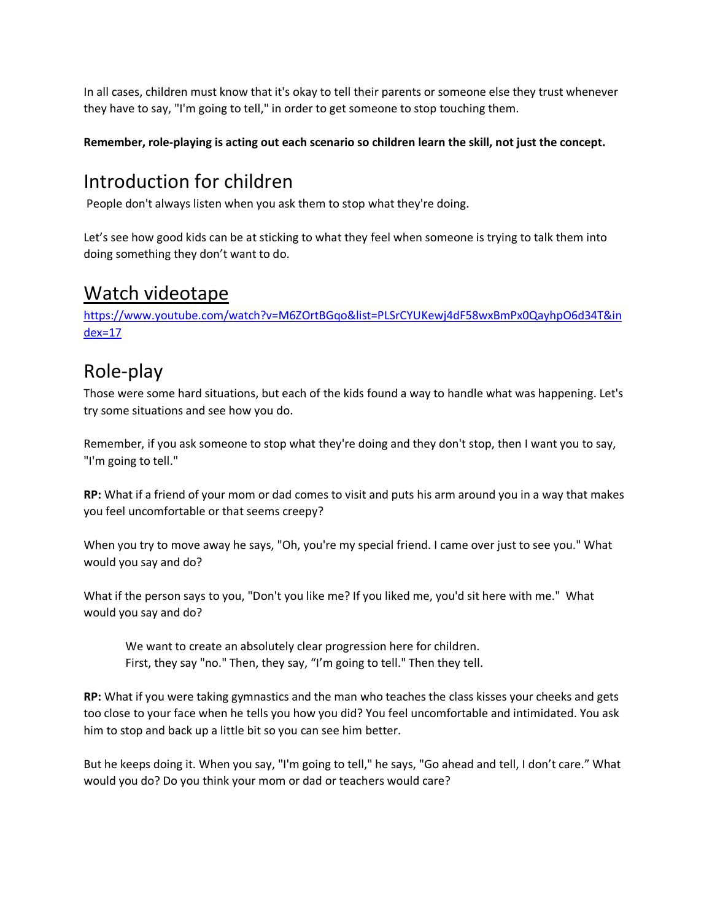In all cases, children must know that it's okay to tell their parents or someone else they trust whenever they have to say, "I'm going to tell," in order to get someone to stop touching them.

**Remember, role-playing is acting out each scenario so children learn the skill, not just the concept.**

## Introduction for children

People don't always listen when you ask them to stop what they're doing.

Let's see how good kids can be at sticking to what they feel when someone is trying to talk them into doing something they don't want to do.

## Watch videotape

https://www.youtube.com/watch?v=M6ZOrtBGqo&list=PLSrCYUKewj4dF58wxBmPx0QayhpO6d34T&index=17

## Role-play

Those were some hard situations, but each of the kids found a way to handle what was happening. Let's try some situations and see how you do.

Remember, if you ask someone to stop what they're doing and they don't stop, then I want you to say, "I'm going to tell."

**RP:** What if a friend of your mom or dad comes to visit and puts his arm around you in a way that makes you feel uncomfortable or that seems creepy?

When you try to move away he says, "Oh, you're my special friend. I came over just to see you." What would you say and do?

What if the person says to you, "Don't you like me? If you liked me, you'd sit here with me." What would you say and do?

> We want to create an absolutely clear progression here for children.
> First, they say "no." Then, they say, "I'm going to tell." Then they tell.

**RP:** What if you were taking gymnastics and the man who teaches the class kisses your cheeks and gets too close to your face when he tells you how you did? You feel uncomfortable and intimidated. You ask him to stop and back up a little bit so you can see him better.

But he keeps doing it. When you say, "I'm going to tell," he says, "Go ahead and tell, I don't care." What would you do? Do you think your mom or dad or teachers would care?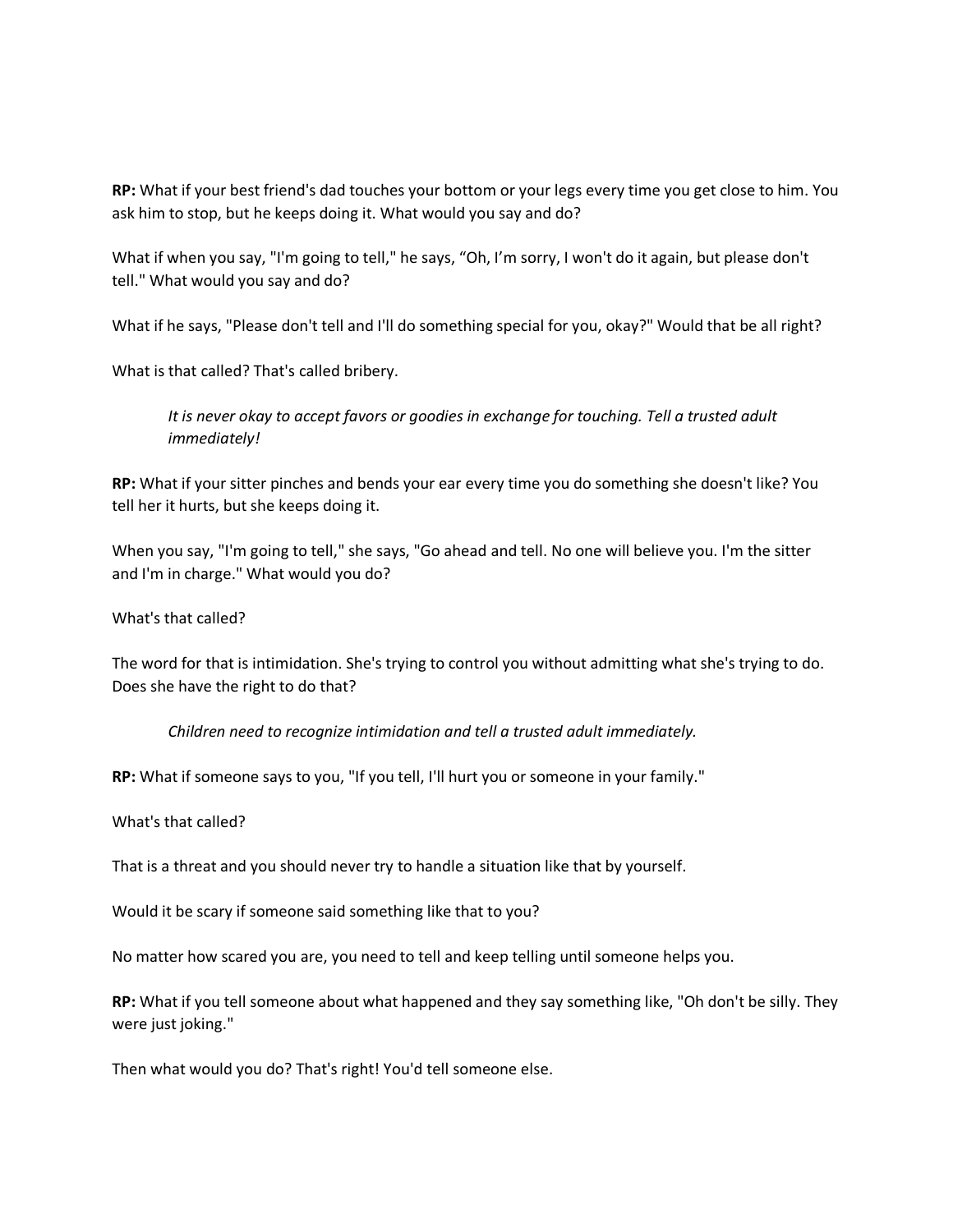**RP:** What if your best friend's dad touches your bottom or your legs every time you get close to him. You ask him to stop, but he keeps doing it. What would you say and do?

What if when you say, "I'm going to tell," he says, "Oh, I'm sorry, I won't do it again, but please don't tell." What would you say and do?

What if he says, "Please don't tell and I'll do something special for you, okay?" Would that be all right?

What is that called? That's called bribery.

> *It is never okay to accept favors or goodies in exchange for touching. Tell a trusted adult immediately!*

**RP:** What if your sitter pinches and bends your ear every time you do something she doesn't like? You tell her it hurts, but she keeps doing it.

When you say, "I'm going to tell," she says, "Go ahead and tell. No one will believe you. I'm the sitter and I'm in charge." What would you do?

What's that called?

The word for that is intimidation. She's trying to control you without admitting what she's trying to do. Does she have the right to do that?

> *Children need to recognize intimidation and tell a trusted adult immediately.*

**RP:** What if someone says to you, "If you tell, I'll hurt you or someone in your family."

What's that called?

That is a threat and you should never try to handle a situation like that by yourself.

Would it be scary if someone said something like that to you?

No matter how scared you are, you need to tell and keep telling until someone helps you.

**RP:** What if you tell someone about what happened and they say something like, "Oh don't be silly. They were just joking."

Then what would you do? That's right! You'd tell someone else.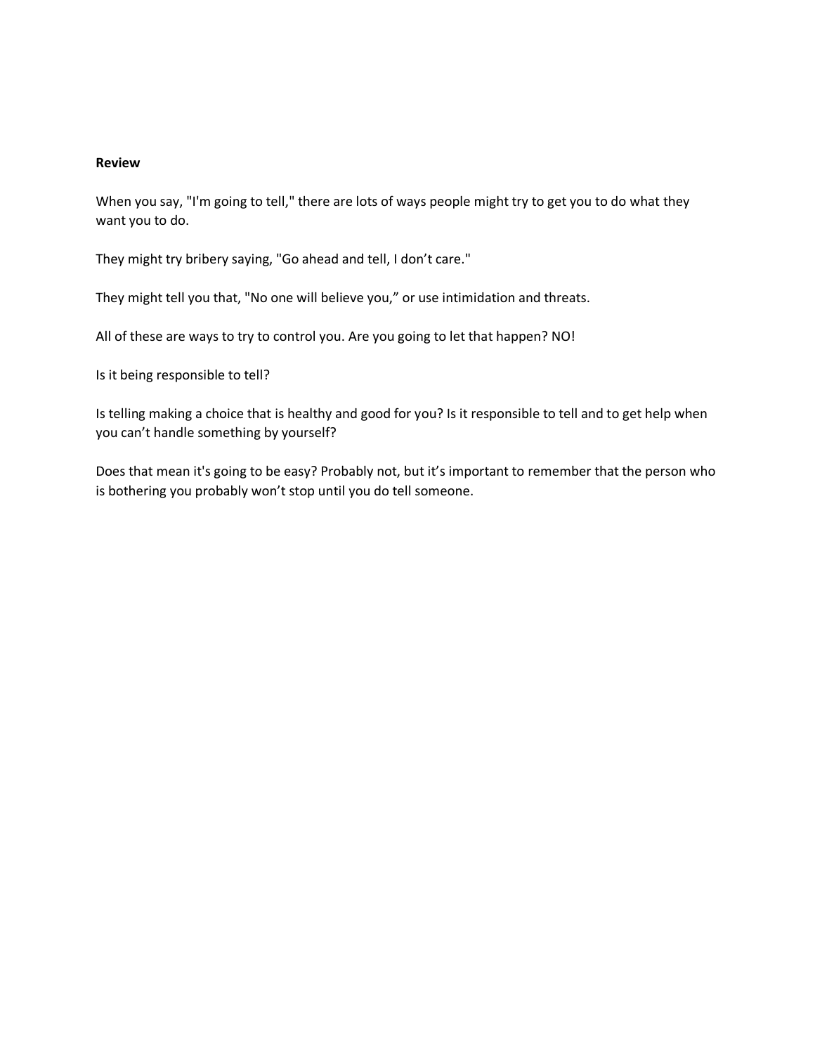**Review**

When you say, "I'm going to tell," there are lots of ways people might try to get you to do what they want you to do.

They might try bribery saying, "Go ahead and tell, I don't care."

They might tell you that, "No one will believe you," or use intimidation and threats.

All of these are ways to try to control you. Are you going to let that happen? NO!

Is it being responsible to tell?

Is telling making a choice that is healthy and good for you? Is it responsible to tell and to get help when you can't handle something by yourself?

Does that mean it's going to be easy? Probably not, but it's important to remember that the person who is bothering you probably won't stop until you do tell someone.